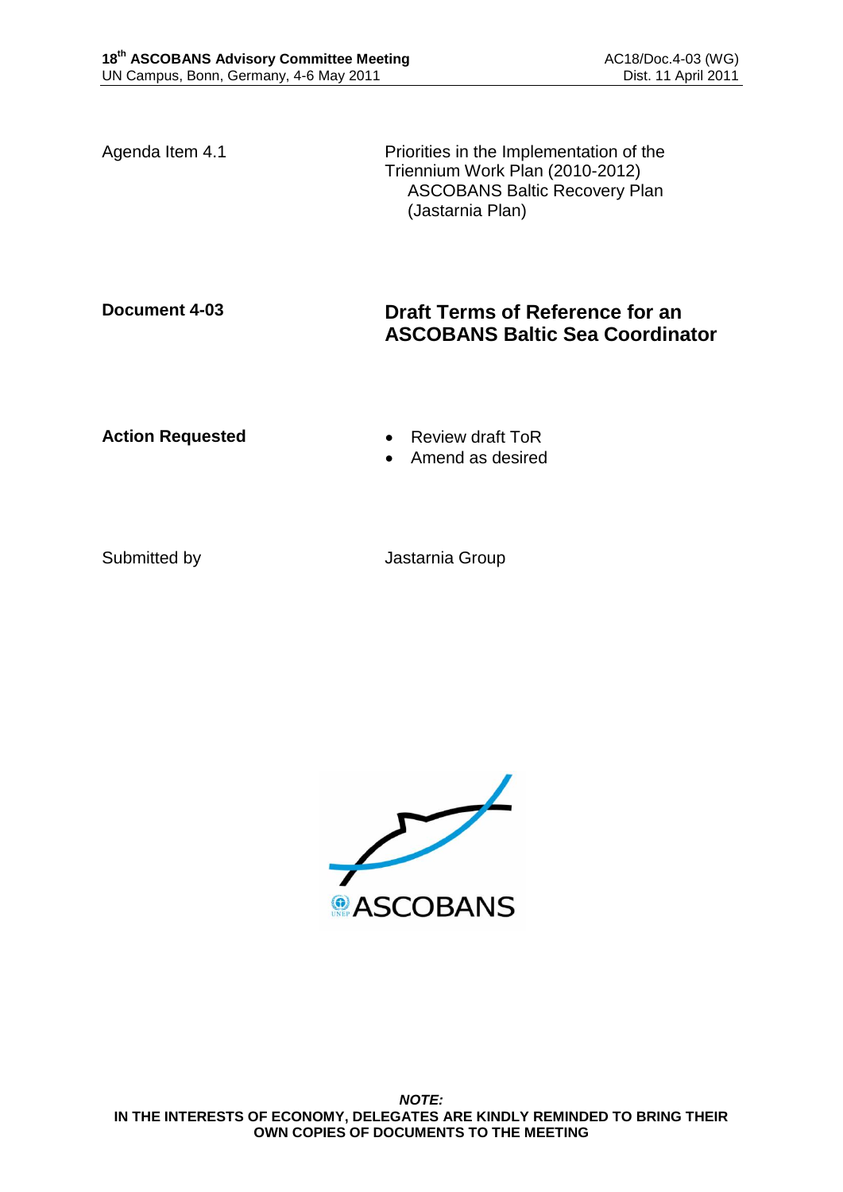Agenda Item 4.1

Priorities in the Implementation of the Triennium Work Plan (2010-2012)
ASCOBANS Baltic Recovery Plan (Jastarnia Plan)

**Document 4-03**

## Draft Terms of Reference for an ASCOBANS Baltic Sea Coordinator

**Action Requested**

- Review draft ToR
- Amend as desired

Submitted by

Jastarnia Group

***NOTE:***
**IN THE INTERESTS OF ECONOMY, DELEGATES ARE KINDLY REMINDED TO BRING THEIR OWN COPIES OF DOCUMENTS TO THE MEETING**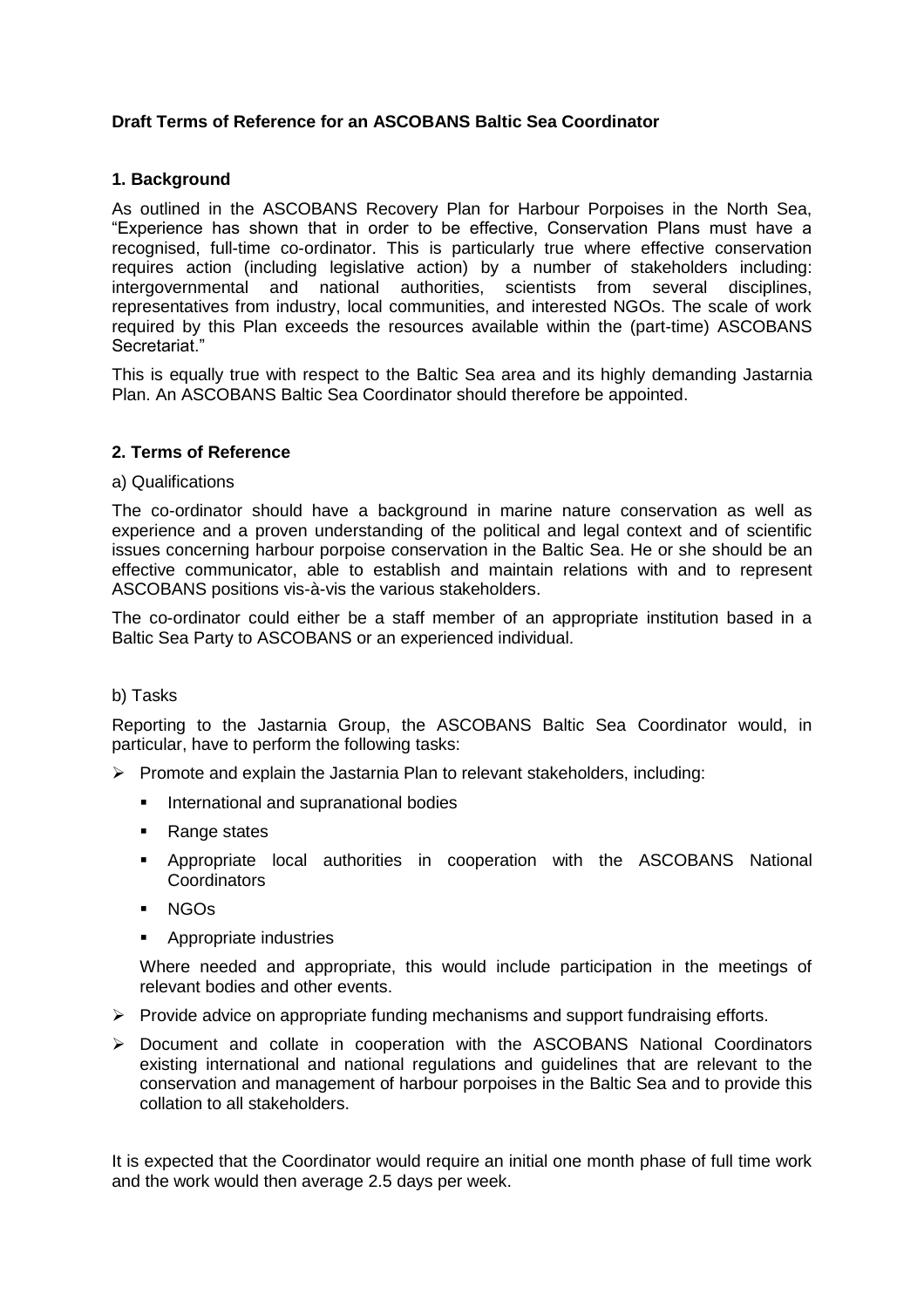**Draft Terms of Reference for an ASCOBANS Baltic Sea Coordinator**

**1. Background**

As outlined in the ASCOBANS Recovery Plan for Harbour Porpoises in the North Sea, "Experience has shown that in order to be effective, Conservation Plans must have a recognised, full-time co-ordinator. This is particularly true where effective conservation requires action (including legislative action) by a number of stakeholders including: intergovernmental and national authorities, scientists from several disciplines, representatives from industry, local communities, and interested NGOs. The scale of work required by this Plan exceeds the resources available within the (part-time) ASCOBANS Secretariat."

This is equally true with respect to the Baltic Sea area and its highly demanding Jastarnia Plan. An ASCOBANS Baltic Sea Coordinator should therefore be appointed.

**2. Terms of Reference**

a) Qualifications

The co-ordinator should have a background in marine nature conservation as well as experience and a proven understanding of the political and legal context and of scientific issues concerning harbour porpoise conservation in the Baltic Sea. He or she should be an effective communicator, able to establish and maintain relations with and to represent ASCOBANS positions vis-à-vis the various stakeholders.

The co-ordinator could either be a staff member of an appropriate institution based in a Baltic Sea Party to ASCOBANS or an experienced individual.

b) Tasks

Reporting to the Jastarnia Group, the ASCOBANS Baltic Sea Coordinator would, in particular, have to perform the following tasks:

- Promote and explain the Jastarnia Plan to relevant stakeholders, including:
  - International and supranational bodies
  - Range states
  - Appropriate local authorities in cooperation with the ASCOBANS National Coordinators
  - NGOs
  - Appropriate industries

  Where needed and appropriate, this would include participation in the meetings of relevant bodies and other events.

- Provide advice on appropriate funding mechanisms and support fundraising efforts.
- Document and collate in cooperation with the ASCOBANS National Coordinators existing international and national regulations and guidelines that are relevant to the conservation and management of harbour porpoises in the Baltic Sea and to provide this collation to all stakeholders.

It is expected that the Coordinator would require an initial one month phase of full time work and the work would then average 2.5 days per week.